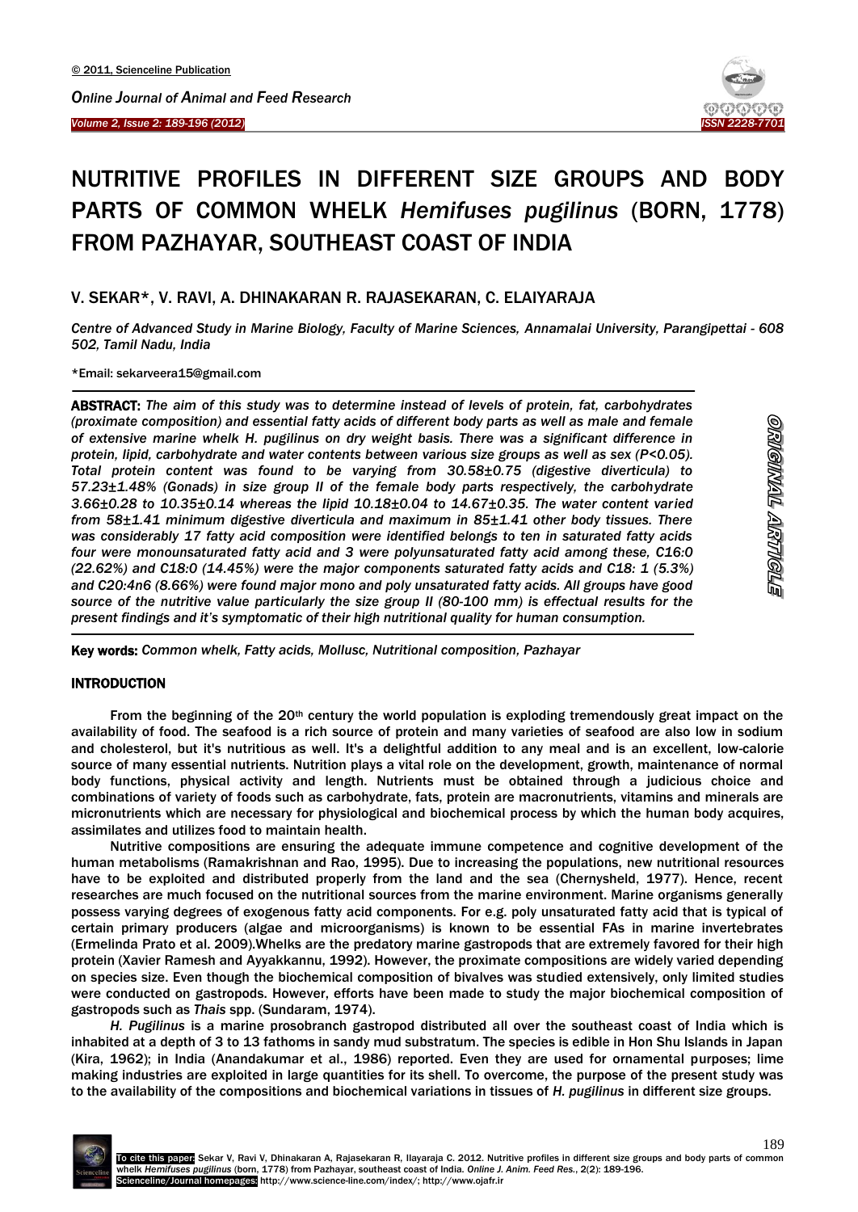# NUTRITIVE PROFILES IN DIFFERENT SIZE GROUPS AND BODY PARTS OF COMMON WHELK *Hemifuses pugilinus* (BORN, 1778) FROM PAZHAYAR, SOUTHEAST COAST OF INDIA

V. SEKAR*, V. RAVI, A. DHINAKARAN R. RAJASEKARAN, C. ELAIYARAJA

*Centre of Advanced Study in Marine Biology, Faculty of Marine Sciences, Annamalai University, Parangipettai - 608 502, Tamil Nadu, India*

*Email: sekarveera15@gmail.com

**ABSTRACT:** *The aim of this study was to determine instead of levels of protein, fat, carbohydrates (proximate composition) and essential fatty acids of different body parts as well as male and female of extensive marine whelk H. pugilinus on dry weight basis. There was a significant difference in protein, lipid, carbohydrate and water contents between various size groups as well as sex (P<0.05). Total protein content was found to be varying from 30.58±0.75 (digestive diverticula) to 57.23±1.48% (Gonads) in size group II of the female body parts respectively, the carbohydrate 3.66±0.28 to 10.35±0.14 whereas the lipid 10.18±0.04 to 14.67±0.35. The water content varied from 58±1.41 minimum digestive diverticula and maximum in 85±1.41 other body tissues. There was considerably 17 fatty acid composition were identified belongs to ten in saturated fatty acids four were monounsaturated fatty acid and 3 were polyunsaturated fatty acid among these, C16:0 (22.62%) and C18:0 (14.45%) were the major components saturated fatty acids and C18: 1 (5.3%) and C20:4n6 (8.66%) were found major mono and poly unsaturated fatty acids. All groups have good source of the nutritive value particularly the size group II (80-100 mm) is effectual results for the present findings and it's symptomatic of their high nutritional quality for human consumption.*

ORIGINAL ARTICLE

**Key words:** *Common whelk, Fatty acids, Mollusc, Nutritional composition, Pazhayar*

## INTRODUCTION

From the beginning of the 20th century the world population is exploding tremendously great impact on the availability of food. The seafood is a rich source of protein and many varieties of seafood are also low in sodium and cholesterol, but it's nutritious as well. It's a delightful addition to any meal and is an excellent, low-calorie source of many essential nutrients. Nutrition plays a vital role on the development, growth, maintenance of normal body functions, physical activity and length. Nutrients must be obtained through a judicious choice and combinations of variety of foods such as carbohydrate, fats, protein are macronutrients, vitamins and minerals are micronutrients which are necessary for physiological and biochemical process by which the human body acquires, assimilates and utilizes food to maintain health.

Nutritive compositions are ensuring the adequate immune competence and cognitive development of the human metabolisms (Ramakrishnan and Rao, 1995). Due to increasing the populations, new nutritional resources have to be exploited and distributed properly from the land and the sea (Chernysheld, 1977). Hence, recent researches are much focused on the nutritional sources from the marine environment. Marine organisms generally possess varying degrees of exogenous fatty acid components. For e.g. poly unsaturated fatty acid that is typical of certain primary producers (algae and microorganisms) is known to be essential FAs in marine invertebrates (Ermelinda Prato et al. 2009).Whelks are the predatory marine gastropods that are extremely favored for their high protein (Xavier Ramesh and Ayyakkannu, 1992). However, the proximate compositions are widely varied depending on species size. Even though the biochemical composition of bivalves was studied extensively, only limited studies were conducted on gastropods. However, efforts have been made to study the major biochemical composition of gastropods such as *Thais* spp. (Sundaram, 1974).

*H. Pugilinus* is a marine prosobranch gastropod distributed all over the southeast coast of India which is inhabited at a depth of 3 to 13 fathoms in sandy mud substratum. The species is edible in Hon Shu Islands in Japan (Kira, 1962); in India (Anandakumar et al., 1986) reported. Even they are used for ornamental purposes; lime making industries are exploited in large quantities for its shell. To overcome, the purpose of the present study was to the availability of the compositions and biochemical variations in tissues of *H. pugilinus* in different size groups.

To cite this paper: Sekar V, Ravi V, Dhinakaran A, Rajasekaran R, Ilayaraja C. 2012. Nutritive profiles in different size groups and body parts of common whelk *Hemifuses pugilinus* (born, 1778) from Pazhayar, southeast coast of India. *Online J. Anim. Feed Res.*, 2(2): 189-196.
Scienceline/Journal homepages: http://www.science-line.com/index/; http://www.ojafr.ir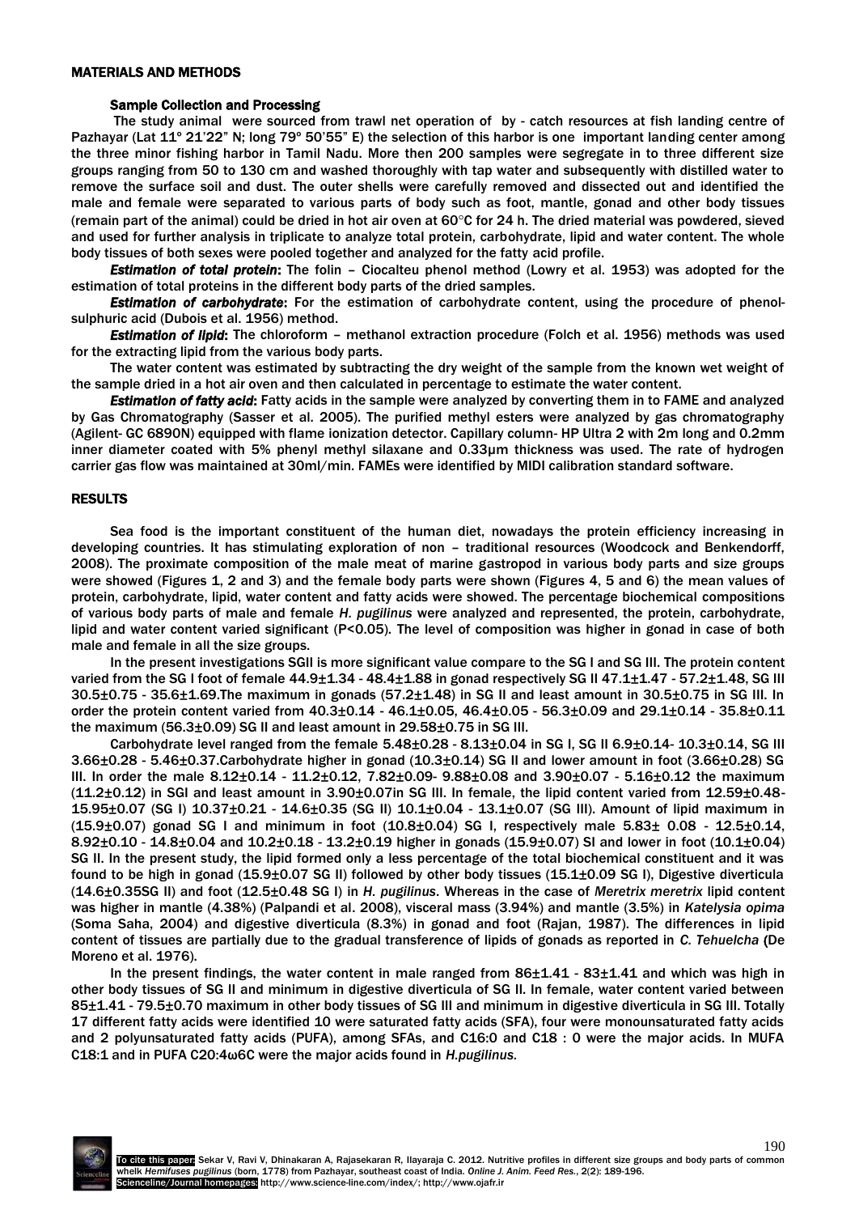## MATERIALS AND METHODS

### Sample Collection and Processing

The study animal were sourced from trawl net operation of by - catch resources at fish landing centre of Pazhayar (Lat 11º 21'22" N; long 79º 50'55" E) the selection of this harbor is one important landing center among the three minor fishing harbor in Tamil Nadu. More then 200 samples were segregate in to three different size groups ranging from 50 to 130 cm and washed thoroughly with tap water and subsequently with distilled water to remove the surface soil and dust. The outer shells were carefully removed and dissected out and identified the male and female were separated to various parts of body such as foot, mantle, gonad and other body tissues (remain part of the animal) could be dried in hot air oven at 60°C for 24 h. The dried material was powdered, sieved and used for further analysis in triplicate to analyze total protein, carbohydrate, lipid and water content. The whole body tissues of both sexes were pooled together and analyzed for the fatty acid profile.

***Estimation of total protein***: The folin – Ciocalteu phenol method (Lowry et al. 1953) was adopted for the estimation of total proteins in the different body parts of the dried samples.

***Estimation of carbohydrate***: For the estimation of carbohydrate content, using the procedure of phenol-sulphuric acid (Dubois et al. 1956) method.

***Estimation of lipid***: The chloroform – methanol extraction procedure (Folch et al. 1956) methods was used for the extracting lipid from the various body parts.

The water content was estimated by subtracting the dry weight of the sample from the known wet weight of the sample dried in a hot air oven and then calculated in percentage to estimate the water content.

***Estimation of fatty acid***: Fatty acids in the sample were analyzed by converting them in to FAME and analyzed by Gas Chromatography (Sasser et al. 2005). The purified methyl esters were analyzed by gas chromatography (Agilent- GC 6890N) equipped with flame ionization detector. Capillary column- HP Ultra 2 with 2m long and 0.2mm inner diameter coated with 5% phenyl methyl silaxane and 0.33µm thickness was used. The rate of hydrogen carrier gas flow was maintained at 30ml/min. FAMEs were identified by MIDI calibration standard software.

## RESULTS

Sea food is the important constituent of the human diet, nowadays the protein efficiency increasing in developing countries. It has stimulating exploration of non – traditional resources (Woodcock and Benkendorff, 2008). The proximate composition of the male meat of marine gastropod in various body parts and size groups were showed (Figures 1, 2 and 3) and the female body parts were shown (Figures 4, 5 and 6) the mean values of protein, carbohydrate, lipid, water content and fatty acids were showed. The percentage biochemical compositions of various body parts of male and female *H. pugilinus* were analyzed and represented, the protein, carbohydrate, lipid and water content varied significant ($P<0.05$). The level of composition was higher in gonad in case of both male and female in all the size groups.

In the present investigations SGII is more significant value compare to the SG I and SG III. The protein content varied from the SG I foot of female 44.9±1.34 - 48.4±1.88 in gonad respectively SG II 47.1±1.47 - 57.2±1.48, SG III 30.5±0.75 - 35.6±1.69.The maximum in gonads (57.2±1.48) in SG II and least amount in 30.5±0.75 in SG III. In order the protein content varied from 40.3±0.14 - 46.1±0.05, 46.4±0.05 - 56.3±0.09 and 29.1±0.14 - 35.8±0.11 the maximum (56.3±0.09) SG II and least amount in 29.58±0.75 in SG III.

Carbohydrate level ranged from the female 5.48±0.28 - 8.13±0.04 in SG I, SG II 6.9±0.14- 10.3±0.14, SG III 3.66±0.28 - 5.46±0.37.Carbohydrate higher in gonad (10.3±0.14) SG II and lower amount in foot (3.66±0.28) SG III. In order the male 8.12±0.14 - 11.2±0.12, 7.82±0.09- 9.88±0.08 and 3.90±0.07 - 5.16±0.12 the maximum (11.2±0.12) in SGI and least amount in 3.90±0.07in SG III. In female, the lipid content varied from 12.59±0.48- 15.95±0.07 (SG I) 10.37±0.21 - 14.6±0.35 (SG II) 10.1±0.04 - 13.1±0.07 (SG III). Amount of lipid maximum in (15.9±0.07) gonad SG I and minimum in foot (10.8±0.04) SG I, respectively male 5.83± 0.08 - 12.5±0.14, 8.92±0.10 - 14.8±0.04 and 10.2±0.18 - 13.2±0.19 higher in gonads (15.9±0.07) SI and lower in foot (10.1±0.04) SG II. In the present study, the lipid formed only a less percentage of the total biochemical constituent and it was found to be high in gonad (15.9±0.07 SG II) followed by other body tissues (15.1±0.09 SG I), Digestive diverticula (14.6±0.35SG II) and foot (12.5±0.48 SG I) in *H. pugilinus*. Whereas in the case of *Meretrix meretrix* lipid content was higher in mantle (4.38%) (Palpandi et al. 2008), visceral mass (3.94%) and mantle (3.5%) in *Katelysia opima* (Soma Saha, 2004) and digestive diverticula (8.3%) in gonad and foot (Rajan, 1987). The differences in lipid content of tissues are partially due to the gradual transference of lipids of gonads as reported in *C. Tehuelcha* (De Moreno et al. 1976).

In the present findings, the water content in male ranged from 86±1.41 - 83±1.41 and which was high in other body tissues of SG II and minimum in digestive diverticula of SG II. In female, water content varied between 85±1.41 - 79.5±0.70 maximum in other body tissues of SG III and minimum in digestive diverticula in SG III. Totally 17 different fatty acids were identified 10 were saturated fatty acids (SFA), four were monounsaturated fatty acids and 2 polyunsaturated fatty acids (PUFA), among SFAs, and C16:0 and C18 : 0 were the major acids. In MUFA C18:1 and in PUFA C20:4ω6C were the major acids found in *H.pugilinus.*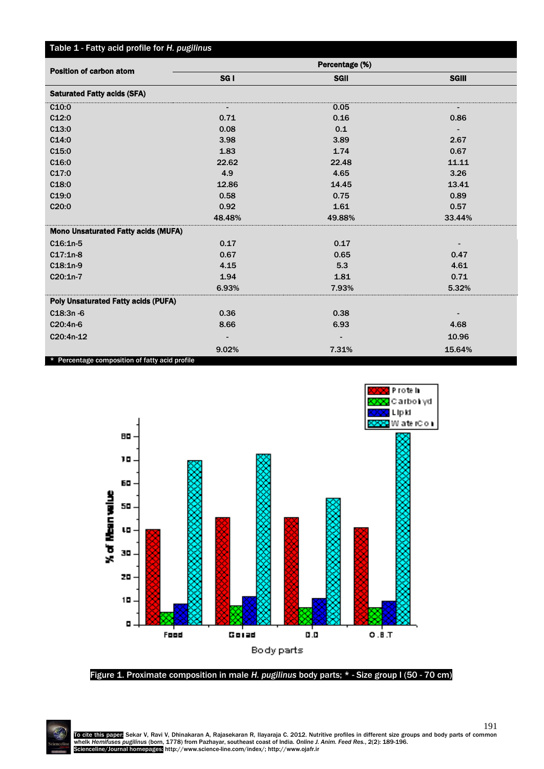**Table 1 - Fatty acid profile for *H. pugilinus***

| Position of carbon atom | Percentage (%) | | |
|---|---|---|---|
| | SG I | SGII | SGIII |
| **Saturated Fatty acids (SFA)** | | | |
| C10:0 | - | 0.05 | - |
| C12:0 | 0.71 | 0.16 | 0.86 |
| C13:0 | 0.08 | 0.1 | - |
| C14:0 | 3.98 | 3.89 | 2.67 |
| C15:0 | 1.83 | 1.74 | 0.67 |
| C16:0 | 22.62 | 22.48 | 11.11 |
| C17:0 | 4.9 | 4.65 | 3.26 |
| C18:0 | 12.86 | 14.45 | 13.41 |
| C19:0 | 0.58 | 0.75 | 0.89 |
| C20:0 | 0.92 | 1.61 | 0.57 |
| | 48.48% | 49.88% | 33.44% |
| **Mono Unsaturated Fatty acids (MUFA)** | | | |
| C16:1n-5 | 0.17 | 0.17 | - |
| C17:1n-8 | 0.67 | 0.65 | 0.47 |
| C18:1n-9 | 4.15 | 5.3 | 4.61 |
| C20:1n-7 | 1.94 | 1.81 | 0.71 |
| | 6.93% | 7.93% | 5.32% |
| **Poly Unsaturated Fatty acids (PUFA)** | | | |
| C18:3n -6 | 0.36 | 0.38 | - |
| C20:4n-6 | 8.66 | 6.93 | 4.68 |
| C20:4n-12 | - | - | 10.96 |
| | 9.02% | 7.31% | 15.64% |

\* Percentage composition of fatty acid profile

Figure 1. Proximate composition in male *H. pugilinus* body parts; * - Size group I (50 - 70 cm)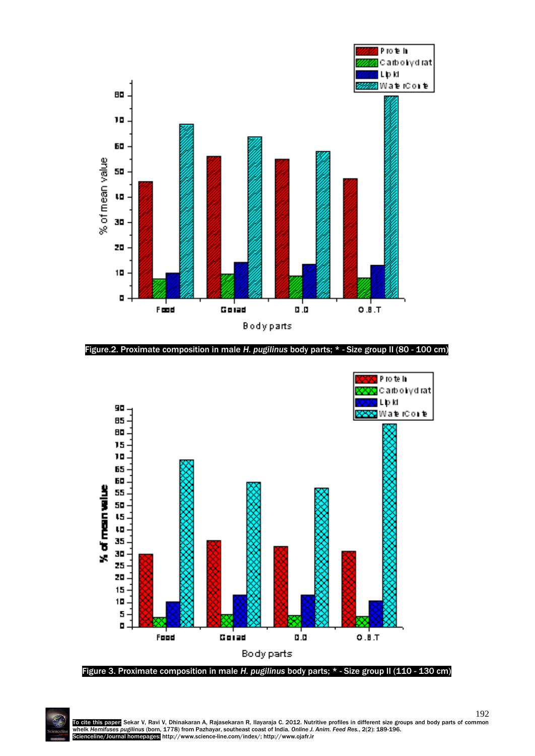Figure.2. Proximate composition in male *H. pugilinus* body parts; * - Size group II (80 - 100 cm)

Figure 3. Proximate composition in male *H. pugilinus* body parts; * - Size group II (110 - 130 cm)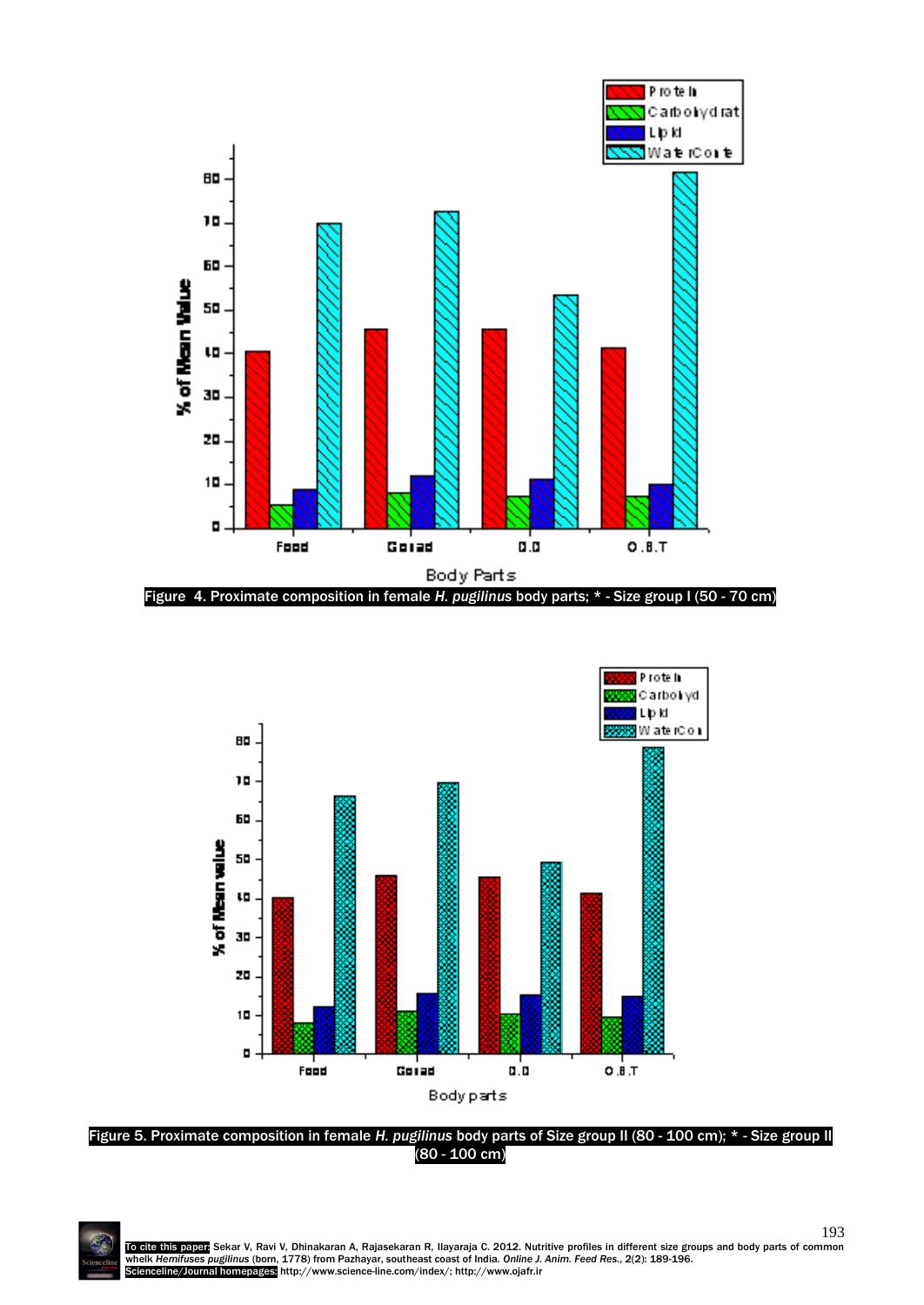Figure 4. Proximate composition in female *H. pugilinus* body parts; * - Size group I (50 - 70 cm)

Figure 5. Proximate composition in female *H. pugilinus* body parts of Size group II (80 - 100 cm); * - Size group II (80 - 100 cm)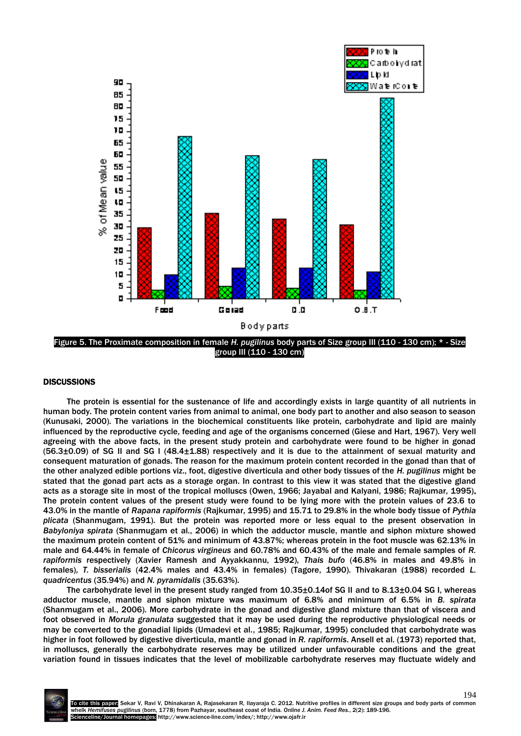Figure 5. The Proximate composition in female *H. pugilinus* body parts of Size group III (110 - 130 cm); * - Size group III (110 - 130 cm)

## DISCUSSIONS

The protein is essential for the sustenance of life and accordingly exists in large quantity of all nutrients in human body. The protein content varies from animal to animal, one body part to another and also season to season (Kunusaki, 2000). The variations in the biochemical constituents like protein, carbohydrate and lipid are mainly influenced by the reproductive cycle, feeding and age of the organisms concerned (Giese and Hart, 1967). Very well agreeing with the above facts, in the present study protein and carbohydrate were found to be higher in gonad (56.3±0.09) of SG II and SG I (48.4±1.88) respectively and it is due to the attainment of sexual maturity and consequent maturation of gonads. The reason for the maximum protein content recorded in the gonad than that of the other analyzed edible portions viz., foot, digestive diverticula and other body tissues of the *H. pugilinus* might be stated that the gonad part acts as a storage organ. In contrast to this view it was stated that the digestive gland acts as a storage site in most of the tropical molluscs (Owen, 1966; Jayabal and Kalyani, 1986; Rajkumar, 1995). The protein content values of the present study were found to be lying more with the protein values of 23.6 to 43.0% in the mantle of *Rapana rapiformis* (Rajkumar, 1995) and 15.71 to 29.8% in the whole body tissue of *Pythia plicata* (Shanmugam, 1991). But the protein was reported more or less equal to the present observation in *Babyloniya spirata* (Shanmugam et al., 2006) in which the adductor muscle, mantle and siphon mixture showed the maximum protein content of 51% and minimum of 43.87%; whereas protein in the foot muscle was 62.13% in male and 64.44% in female of *Chicorus virgineus* and 60.78% and 60.43% of the male and female samples of *R. rapiformis* respectively (Xavier Ramesh and Ayyakkannu, 1992), *Thais bufo* (46.8% in males and 49.8% in females), *T. bisserialis* (42.4% males and 43.4% in females) (Tagore, 1990). Thivakaran (1988) recorded *L. quadricentus* (35.94%) and *N. pyramidalis* (35.63%).

The carbohydrate level in the present study ranged from 10.35±0.14of SG II and to 8.13±0.04 SG I, whereas adductor muscle, mantle and siphon mixture was maximum of 6.8% and minimum of 6.5% in *B. spirata* (Shanmugam et al., 2006). More carbohydrate in the gonad and digestive gland mixture than that of viscera and foot observed in *Morula granulata* suggested that it may be used during the reproductive physiological needs or may be converted to the gonadial lipids (Umadevi et al., 1985; Rajkumar, 1995) concluded that carbohydrate was higher in foot followed by digestive diverticula, mantle and gonad in *R. rapiformis*. Ansell et al. (1973) reported that, in molluscs, generally the carbohydrate reserves may be utilized under unfavourable conditions and the great variation found in tissues indicates that the level of mobilizable carbohydrate reserves may fluctuate widely and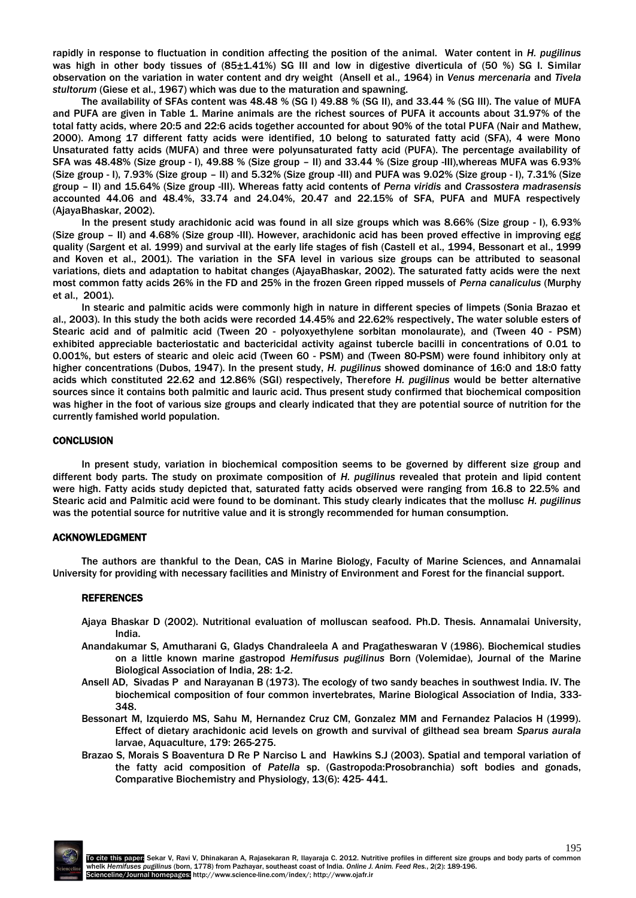rapidly in response to fluctuation in condition affecting the position of the animal. Water content in *H. pugilinus* was high in other body tissues of (85±1.41%) SG III and low in digestive diverticula of (50 %) SG I. Similar observation on the variation in water content and dry weight (Ansell et al., 1964) in *Venus mercenaria* and *Tivela stultorum* (Giese et al., 1967) which was due to the maturation and spawning.

The availability of SFAs content was 48.48 % (SG I) 49.88 % (SG II), and 33.44 % (SG III). The value of MUFA and PUFA are given in Table 1. Marine animals are the richest sources of PUFA it accounts about 31.97% of the total fatty acids, where 20:5 and 22:6 acids together accounted for about 90% of the total PUFA (Nair and Mathew, 2000). Among 17 different fatty acids were identified, 10 belong to saturated fatty acid (SFA), 4 were Mono Unsaturated fatty acids (MUFA) and three were polyunsaturated fatty acid (PUFA). The percentage availability of SFA was 48.48% (Size group - I), 49.88 % (Size group – II) and 33.44 % (Size group -III),whereas MUFA was 6.93% (Size group - I), 7.93% (Size group – II) and 5.32% (Size group -III) and PUFA was 9.02% (Size group - I), 7.31% (Size group – II) and 15.64% (Size group -III). Whereas fatty acid contents of *Perna viridis* and *Crassostera madrasensis* accounted 44.06 and 48.4%, 33.74 and 24.04%, 20.47 and 22.15% of SFA, PUFA and MUFA respectively (AjayaBhaskar, 2002).

In the present study arachidonic acid was found in all size groups which was 8.66% (Size group - I), 6.93% (Size group – II) and 4.68% (Size group -III). However, arachidonic acid has been proved effective in improving egg quality (Sargent et al. 1999) and survival at the early life stages of fish (Castell et al., 1994, Bessonart et al., 1999 and Koven et al., 2001). The variation in the SFA level in various size groups can be attributed to seasonal variations, diets and adaptation to habitat changes (AjayaBhaskar, 2002). The saturated fatty acids were the next most common fatty acids 26% in the FD and 25% in the frozen Green ripped mussels of *Perna canaliculus* (Murphy et al., 2001).

In stearic and palmitic acids were commonly high in nature in different species of limpets (Sonia Brazao et al., 2003). In this study the both acids were recorded 14.45% and 22.62% respectively. The water soluble esters of Stearic acid and of palmitic acid (Tween 20 - polyoxyethylene sorbitan monolaurate), and (Tween 40 - PSM) exhibited appreciable bacteriostatic and bactericidal activity against tubercle bacilli in concentrations of 0.01 to 0.001%, but esters of stearic and oleic acid (Tween 60 - PSM) and (Tween 80-PSM) were found inhibitory only at higher concentrations (Dubos, 1947). In the present study, *H. pugilinus* showed dominance of 16:0 and 18:0 fatty acids which constituted 22.62 and 12.86% (SGI) respectively, Therefore *H. pugilinus* would be better alternative sources since it contains both palmitic and lauric acid. Thus present study confirmed that biochemical composition was higher in the foot of various size groups and clearly indicated that they are potential source of nutrition for the currently famished world population.

## CONCLUSION

In present study, variation in biochemical composition seems to be governed by different size group and different body parts. The study on proximate composition of *H. pugilinus* revealed that protein and lipid content were high. Fatty acids study depicted that, saturated fatty acids observed were ranging from 16.8 to 22.5% and Stearic acid and Palmitic acid were found to be dominant. This study clearly indicates that the mollusc *H. pugilinus* was the potential source for nutritive value and it is strongly recommended for human consumption.

## ACKNOWLEDGMENT

The authors are thankful to the Dean, CAS in Marine Biology, Faculty of Marine Sciences, and Annamalai University for providing with necessary facilities and Ministry of Environment and Forest for the financial support.

## REFERENCES

- Ajaya Bhaskar D (2002). Nutritional evaluation of molluscan seafood. Ph.D. Thesis. Annamalai University, India.
- Anandakumar S, Amutharani G, Gladys Chandraleela A and Pragatheswaran V (1986). Biochemical studies on a little known marine gastropod *Hemifusus pugilinus* Born (Volemidae), Journal of the Marine Biological Association of India, 28: 1-2.
- Ansell AD, Sivadas P and Narayanan B (1973). The ecology of two sandy beaches in southwest India. IV. The biochemical composition of four common invertebrates, Marine Biological Association of India, 333-348.
- Bessonart M, Izquierdo MS, Sahu M, Hernandez Cruz CM, Gonzalez MM and Fernandez Palacios H (1999). Effect of dietary arachidonic acid levels on growth and survival of gilthead sea bream *Sparus aurala* larvae, Aquaculture, 179: 265-275.
- Brazao S, Morais S Boaventura D Re P Narciso L and Hawkins S.J (2003). Spatial and temporal variation of the fatty acid composition of *Patella* sp. (Gastropoda:Prosobranchia) soft bodies and gonads, Comparative Biochemistry and Physiology, 13(6): 425- 441.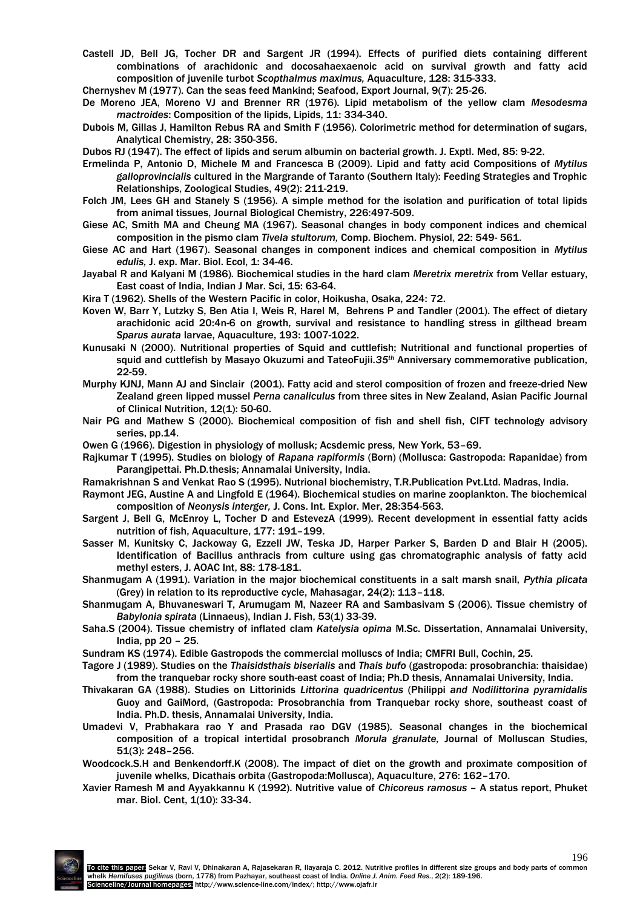Castell JD, Bell JG, Tocher DR and Sargent JR (1994). Effects of purified diets containing different combinations of arachidonic and docosahaexaenoic acid on survival growth and fatty acid composition of juvenile turbot *Scopthalmus maximus,* Aquaculture, 128: 315-333.

Chernyshev M (1977). Can the seas feed Mankind; Seafood, Export Journal, 9(7): 25-26.

De Moreno JEA, Moreno VJ and Brenner RR (1976). Lipid metabolism of the yellow clam *Mesodesma mactroides*: Composition of the lipids, Lipids, 11: 334-340.

Dubois M, Gillas J, Hamilton Rebus RA and Smith F (1956). Colorimetric method for determination of sugars, Analytical Chemistry, 28: 350-356.

Dubos RJ (1947). The effect of lipids and serum albumin on bacterial growth. J. Exptl. Med, 85: 9-22.

Ermelinda P, Antonio D, Michele M and Francesca B (2009). Lipid and fatty acid Compositions of *Mytilus galloprovincialis* cultured in the Margrande of Taranto (Southern Italy): Feeding Strategies and Trophic Relationships, Zoological Studies, 49(2): 211-219.

Folch JM, Lees GH and Stanely S (1956). A simple method for the isolation and purification of total lipids from animal tissues, Journal Biological Chemistry, 226:497-509.

Giese AC, Smith MA and Cheung MA (1967). Seasonal changes in body component indices and chemical composition in the pismo clam *Tivela stultorum,* Comp. Biochem. Physiol, 22: 549- 561.

Giese AC and Hart (1967). Seasonal changes in component indices and chemical composition in *Mytilus edulis,* J. exp. Mar. Biol. Ecol, 1: 34-46.

Jayabal R and Kalyani M (1986). Biochemical studies in the hard clam *Meretrix meretrix* from Vellar estuary, East coast of India, Indian J Mar. Sci, 15: 63-64.

Kira T (1962). Shells of the Western Pacific in color, Hoikusha, Osaka, 224: 72.

Koven W, Barr Y, Lutzky S, Ben Atia I, Weis R, Harel M, Behrens P and Tandler (2001). The effect of dietary arachidonic acid 20:4n-6 on growth, survival and resistance to handling stress in gilthead bream *Sparus aurata* larvae, Aquaculture, 193: 1007-1022.

Kunusaki N (2000). Nutritional properties of Squid and cuttlefish; Nutritional and functional properties of squid and cuttlefish by Masayo Okuzumi and TateoFujii.*35th* Anniversary commemorative publication, 22-59.

Murphy KJNJ, Mann AJ and Sinclair (2001). Fatty acid and sterol composition of frozen and freeze-dried New Zealand green lipped mussel *Perna canaliculus* from three sites in New Zealand, Asian Pacific Journal of Clinical Nutrition, 12(1): 50-60.

Nair PG and Mathew S (2000). Biochemical composition of fish and shell fish, CIFT technology advisory series, pp.14.

Owen G (1966). Digestion in physiology of mollusk; Acsdemic press, New York, 53–69.

Rajkumar T (1995). Studies on biology of *Rapana rapiformis* (Born) (Mollusca: Gastropoda: Rapanidae) from Parangipettai. Ph.D.thesis; Annamalai University, India.

Ramakrishnan S and Venkat Rao S (1995). Nutrional biochemistry, T.R.Publication Pvt.Ltd. Madras, India.

Raymont JEG, Austine A and Lingfold E (1964). Biochemical studies on marine zooplankton. The biochemical composition of *Neonysis interger,* J. Cons. Int. Explor. Mer, 28:354-563.

Sargent J, Bell G, McEnroy L, Tocher D and EstevezA (1999). Recent development in essential fatty acids nutrition of fish, Aquaculture, 177: 191–199.

Sasser M, Kunitsky C, Jackoway G, Ezzell JW, Teska JD, Harper Parker S, Barden D and Blair H (2005). Identification of Bacillus anthracis from culture using gas chromatographic analysis of fatty acid methyl esters, J. AOAC Int, 88: 178-181.

Shanmugam A (1991). Variation in the major biochemical constituents in a salt marsh snail, *Pythia plicata* (Grey) in relation to its reproductive cycle, Mahasagar, 24(2): 113–118.

Shanmugam A, Bhuvaneswari T, Arumugam M, Nazeer RA and Sambasivam S (2006). Tissue chemistry of *Babylonia spirata* (Linnaeus), Indian J. Fish, 53(1) 33-39.

Saha.S (2004). Tissue chemistry of inflated clam *Katelysia opima* M.Sc. Dissertation, Annamalai University, India, pp 20 – 25.

Sundram KS (1974). Edible Gastropods the commercial molluscs of India; CMFRI Bull, Cochin, 25.

Tagore J (1989). Studies on the *Thaisidsthais biserialis* and *Thais bufo* (gastropoda: prosobranchia: thaisidae) from the tranquebar rocky shore south-east coast of India; Ph.D thesis, Annamalai University, India.

Thivakaran GA (1988). Studies on Littorinids *Littorina quadricentus* (Philippi *and Nodilittorina pyramidalis* Guoy and GaiMord, (Gastropoda: Prosobranchia from Tranquebar rocky shore, southeast coast of India. Ph.D. thesis, Annamalai University, India.

Umadevi V, Prabhakara rao Y and Prasada rao DGV (1985). Seasonal changes in the biochemical composition of a tropical intertidal prosobranch *Morula granulate,* Journal of Molluscan Studies, 51(3): 248–256.

Woodcock.S.H and Benkendorff.K (2008). The impact of diet on the growth and proximate composition of juvenile whelks, Dicathais orbita (Gastropoda:Mollusca), Aquaculture, 276: 162–170.

Xavier Ramesh M and Ayyakkannu K (1992). Nutritive value of *Chicoreus ramosus* – A status report, Phuket mar. Biol. Cent, 1(10): 33-34.